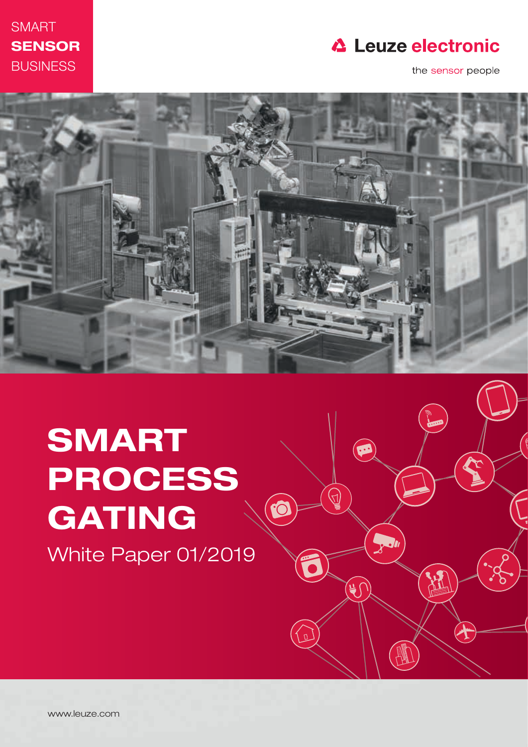SMART
**SENSOR**
BUSINESS

Leuze electronic

the sensor people

# SMART PROCESS GATING

White Paper 01/2019

www.leuze.com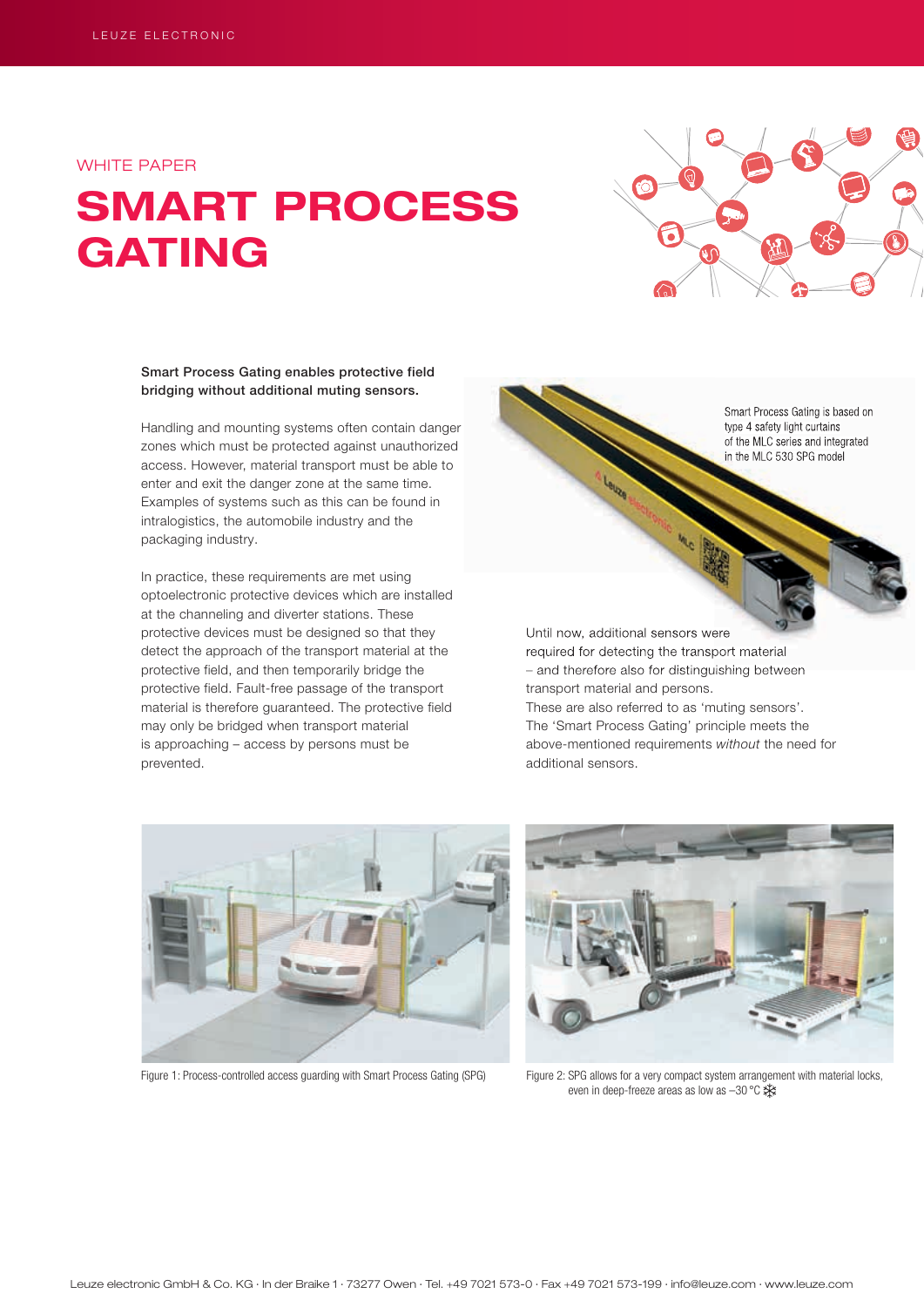WHITE PAPER

# SMART PROCESS GATING

**Smart Process Gating enables protective field bridging without additional muting sensors.**

Handling and mounting systems often contain danger zones which must be protected against unauthorized access. However, material transport must be able to enter and exit the danger zone at the same time. Examples of systems such as this can be found in intralogistics, the automobile industry and the packaging industry.

In practice, these requirements are met using optoelectronic protective devices which are installed at the channeling and diverter stations. These protective devices must be designed so that they detect the approach of the transport material at the protective field, and then temporarily bridge the protective field. Fault-free passage of the transport material is therefore guaranteed. The protective field may only be bridged when transport material is approaching – access by persons must be prevented.

Smart Process Gating is based on type 4 safety light curtains of the MLC series and integrated in the MLC 530 SPG model

Until now, additional sensors were required for detecting the transport material – and therefore also for distinguishing between transport material and persons. These are also referred to as 'muting sensors'. The 'Smart Process Gating' principle meets the above-mentioned requirements *without* the need for additional sensors.

Figure 1: Process-controlled access guarding with Smart Process Gating (SPG)

Figure 2: SPG allows for a very compact system arrangement with material locks, even in deep-freeze areas as low as –30 °C ❄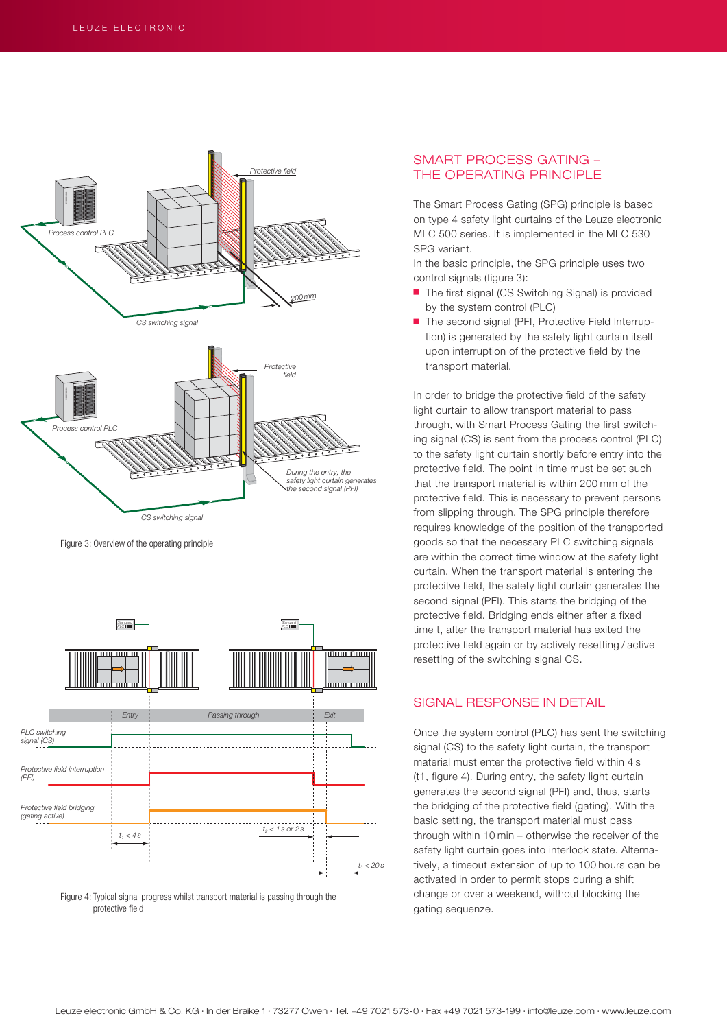Figure 3: Overview of the operating principle

Figure 4: Typical signal progress whilst transport material is passing through the protective field

## SMART PROCESS GATING – THE OPERATING PRINCIPLE

The Smart Process Gating (SPG) principle is based on type 4 safety light curtains of the Leuze electronic MLC 500 series. It is implemented in the MLC 530 SPG variant.

In the basic principle, the SPG principle uses two control signals (figure 3):

- The first signal (CS Switching Signal) is provided by the system control (PLC)
- The second signal (PFI, Protective Field Interruption) is generated by the safety light curtain itself upon interruption of the protective field by the transport material.

In order to bridge the protective field of the safety light curtain to allow transport material to pass through, with Smart Process Gating the first switching signal (CS) is sent from the process control (PLC) to the safety light curtain shortly before entry into the protective field. The point in time must be set such that the transport material is within 200 mm of the protective field. This is necessary to prevent persons from slipping through. The SPG principle therefore requires knowledge of the position of the transported goods so that the necessary PLC switching signals are within the correct time window at the safety light curtain. When the transport material is entering the protecitve field, the safety light curtain generates the second signal (PFI). This starts the bridging of the protective field. Bridging ends either after a fixed time t, after the transport material has exited the protective field again or by actively resetting / active resetting of the switching signal CS.

## SIGNAL RESPONSE IN DETAIL

Once the system control (PLC) has sent the switching signal (CS) to the safety light curtain, the transport material must enter the protective field within 4 s (t1, figure 4). During entry, the safety light curtain generates the second signal (PFI) and, thus, starts the bridging of the protective field (gating). With the basic setting, the transport material must pass through within 10 min – otherwise the receiver of the safety light curtain goes into interlock state. Alternatively, a timeout extension of up to 100 hours can be activated in order to permit stops during a shift change or over a weekend, without blocking the gating sequenze.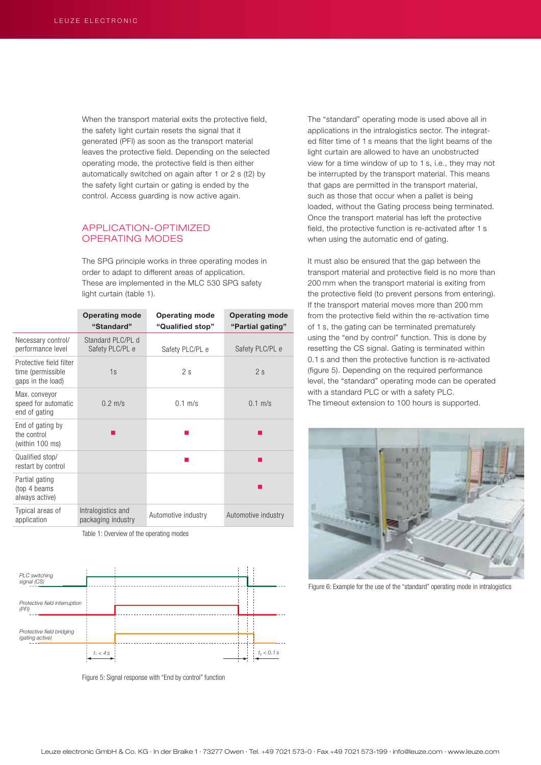When the transport material exits the protective field, the safety light curtain resets the signal that it generated (PFI) as soon as the transport material leaves the protective field. Depending on the selected operating mode, the protective field is then either automatically switched on again after 1 or 2 s (t2) by the safety light curtain or gating is ended by the control. Access guarding is now active again.

## APPLICATION-OPTIMIZED OPERATING MODES

The SPG principle works in three operating modes in order to adapt to different areas of application. These are implemented in the MLC 530 SPG safety light curtain (table 1).

| | Operating mode "Standard" | Operating mode "Qualified stop" | Operating mode "Partial gating" |
|---|---|---|---|
| Necessary control/ performance level | Standard PLC/PL d Safety PLC/PL e | Safety PLC/PL e | Safety PLC/PL e |
| Protective field filter time (permissible gaps in the load) | 1s | 2 s | 2 s |
| Max. conveyor speed for automatic end of gating | 0.2 m/s | 0.1 m/s | 0.1 m/s |
| End of gating by the control (within 100 ms) | ■ | ■ | ■ |
| Qualified stop/ restart by control | | ■ | ■ |
| Partial gating (top 4 beams always active) | | | ■ |
| Typical areas of application | Intralogistics and packaging industry | Automotive industry | Automotive industry |

Table 1: Overview of the operating modes

PLC switching signal (CS)

Protective field interruption (PFI)

Protective field bridging (gating active)

$t_1 < 4\,s$

$t_2 < 0.1\,s$

Figure 5: Signal response with "End by control" function

The "standard" operating mode is used above all in applications in the intralogistics sector. The integrated filter time of 1 s means that the light beams of the light curtain are allowed to have an unobstructed view for a time window of up to 1 s, i.e., they may not be interrupted by the transport material. This means that gaps are permitted in the transport material, such as those that occur when a pallet is being loaded, without the Gating process being terminated. Once the transport material has left the protective field, the protective function is re-activated after 1 s when using the automatic end of gating.

It must also be ensured that the gap between the transport material and protective field is no more than 200 mm when the transport material is exiting from the protective field (to prevent persons from entering). If the transport material moves more than 200 mm from the protective field within the re-activation time of 1 s, the gating can be terminated prematurely using the "end by control" function. This is done by resetting the CS signal. Gating is terminated within 0.1 s and then the protective function is re-activated (figure 5). Depending on the required performance level, the "standard" operating mode can be operated with a standard PLC or with a safety PLC.
The timeout extension to 100 hours is supported.

Figure 6: Example for the use of the "standard" operating mode in intralogistics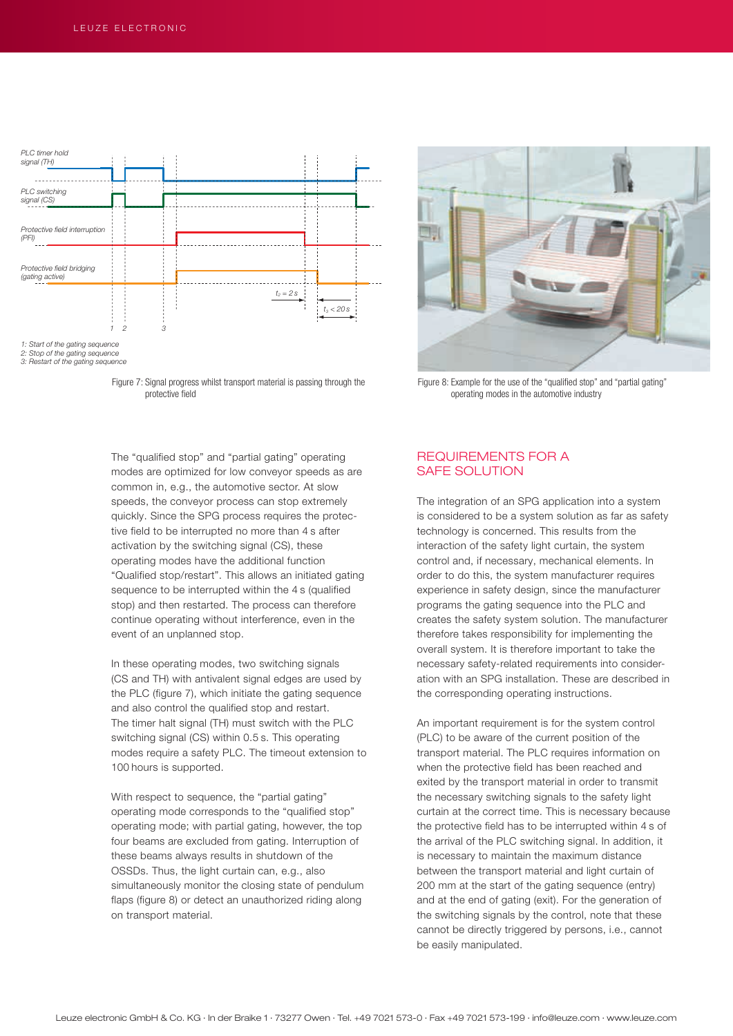1: Start of the gating sequence
2: Stop of the gating sequence
3: Restart of the gating sequence

Figure 7: Signal progress whilst transport material is passing through the protective field

Figure 8: Example for the use of the "qualified stop" and "partial gating" operating modes in the automotive industry

The "qualified stop" and "partial gating" operating modes are optimized for low conveyor speeds as are common in, e.g., the automotive sector. At slow speeds, the conveyor process can stop extremely quickly. Since the SPG process requires the protective field to be interrupted no more than 4 s after activation by the switching signal (CS), these operating modes have the additional function "Qualified stop/restart". This allows an initiated gating sequence to be interrupted within the 4 s (qualified stop) and then restarted. The process can therefore continue operating without interference, even in the event of an unplanned stop.

In these operating modes, two switching signals (CS and TH) with antivalent signal edges are used by the PLC (figure 7), which initiate the gating sequence and also control the qualified stop and restart. The timer halt signal (TH) must switch with the PLC switching signal (CS) within 0.5 s. This operating modes require a safety PLC. The timeout extension to 100 hours is supported.

With respect to sequence, the "partial gating" operating mode corresponds to the "qualified stop" operating mode; with partial gating, however, the top four beams are excluded from gating. Interruption of these beams always results in shutdown of the OSSDs. Thus, the light curtain can, e.g., also simultaneously monitor the closing state of pendulum flaps (figure 8) or detect an unauthorized riding along on transport material.

## REQUIREMENTS FOR A SAFE SOLUTION

The integration of an SPG application into a system is considered to be a system solution as far as safety technology is concerned. This results from the interaction of the safety light curtain, the system control and, if necessary, mechanical elements. In order to do this, the system manufacturer requires experience in safety design, since the manufacturer programs the gating sequence into the PLC and creates the safety system solution. The manufacturer therefore takes responsibility for implementing the overall system. It is therefore important to take the necessary safety-related requirements into consideration with an SPG installation. These are described in the corresponding operating instructions.

An important requirement is for the system control (PLC) to be aware of the current position of the transport material. The PLC requires information on when the protective field has been reached and exited by the transport material in order to transmit the necessary switching signals to the safety light curtain at the correct time. This is necessary because the protective field has to be interrupted within 4 s of the arrival of the PLC switching signal. In addition, it is necessary to maintain the maximum distance between the transport material and light curtain of 200 mm at the start of the gating sequence (entry) and at the end of gating (exit). For the generation of the switching signals by the control, note that these cannot be directly triggered by persons, i.e., cannot be easily manipulated.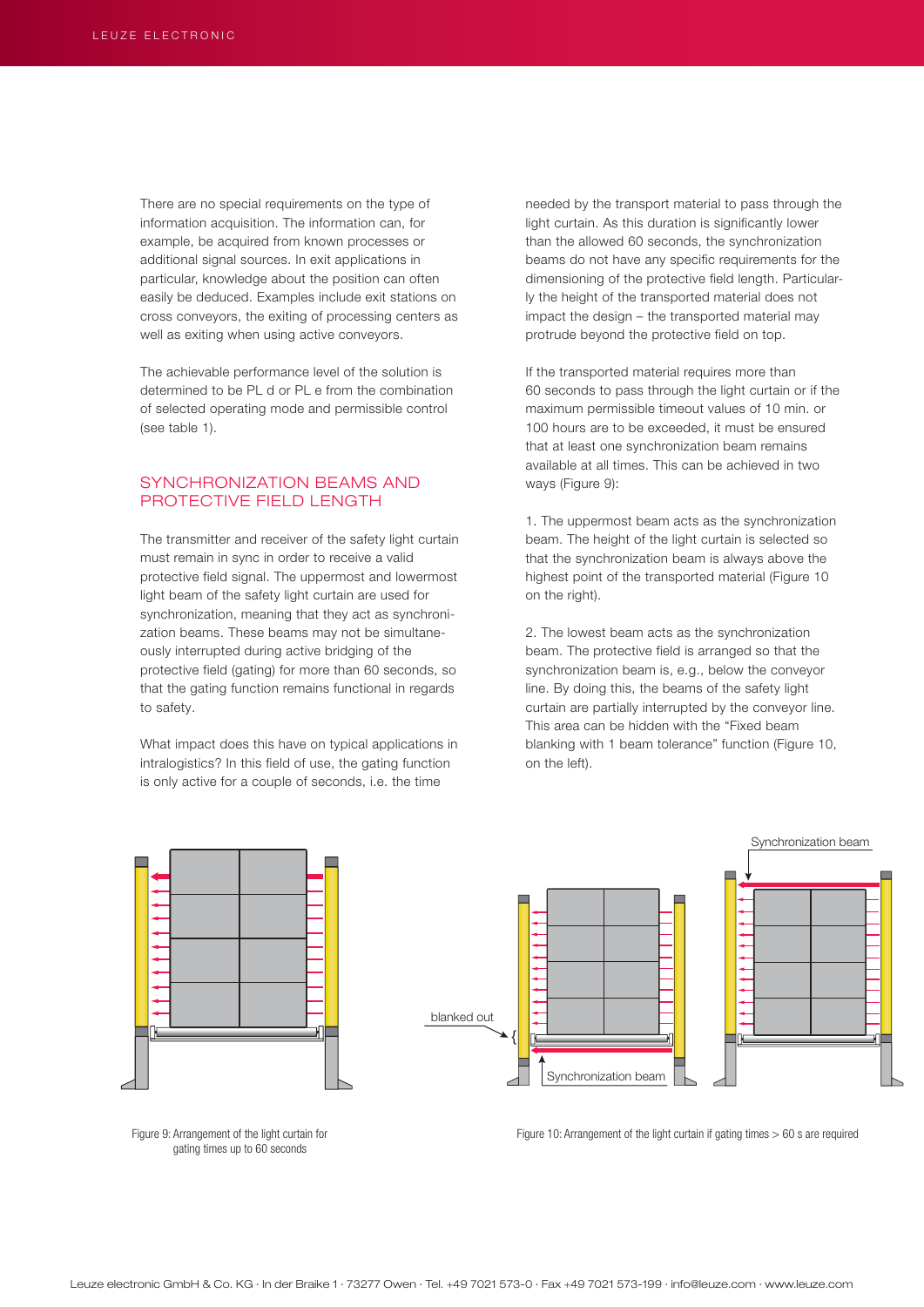There are no special requirements on the type of information acquisition. The information can, for example, be acquired from known processes or additional signal sources. In exit applications in particular, knowledge about the position can often easily be deduced. Examples include exit stations on cross conveyors, the exiting of processing centers as well as exiting when using active conveyors.

The achievable performance level of the solution is determined to be PL d or PL e from the combination of selected operating mode and permissible control (see table 1).

## SYNCHRONIZATION BEAMS AND PROTECTIVE FIELD LENGTH

The transmitter and receiver of the safety light curtain must remain in sync in order to receive a valid protective field signal. The uppermost and lowermost light beam of the safety light curtain are used for synchronization, meaning that they act as synchronization beams. These beams may not be simultaneously interrupted during active bridging of the protective field (gating) for more than 60 seconds, so that the gating function remains functional in regards to safety.

What impact does this have on typical applications in intralogistics? In this field of use, the gating function is only active for a couple of seconds, i.e. the time needed by the transport material to pass through the light curtain. As this duration is significantly lower than the allowed 60 seconds, the synchronization beams do not have any specific requirements for the dimensioning of the protective field length. Particularly the height of the transported material does not impact the design – the transported material may protrude beyond the protective field on top.

If the transported material requires more than 60 seconds to pass through the light curtain or if the maximum permissible timeout values of 10 min. or 100 hours are to be exceeded, it must be ensured that at least one synchronization beam remains available at all times. This can be achieved in two ways (Figure 9):

1. The uppermost beam acts as the synchronization beam. The height of the light curtain is selected so that the synchronization beam is always above the highest point of the transported material (Figure 10 on the right).

2. The lowest beam acts as the synchronization beam. The protective field is arranged so that the synchronization beam is, e.g., below the conveyor line. By doing this, the beams of the safety light curtain are partially interrupted by the conveyor line. This area can be hidden with the "Fixed beam blanking with 1 beam tolerance" function (Figure 10, on the left).

Figure 9: Arrangement of the light curtain for gating times up to 60 seconds

blanked out

Synchronization beam

Synchronization beam

Figure 10: Arrangement of the light curtain if gating times > 60 s are required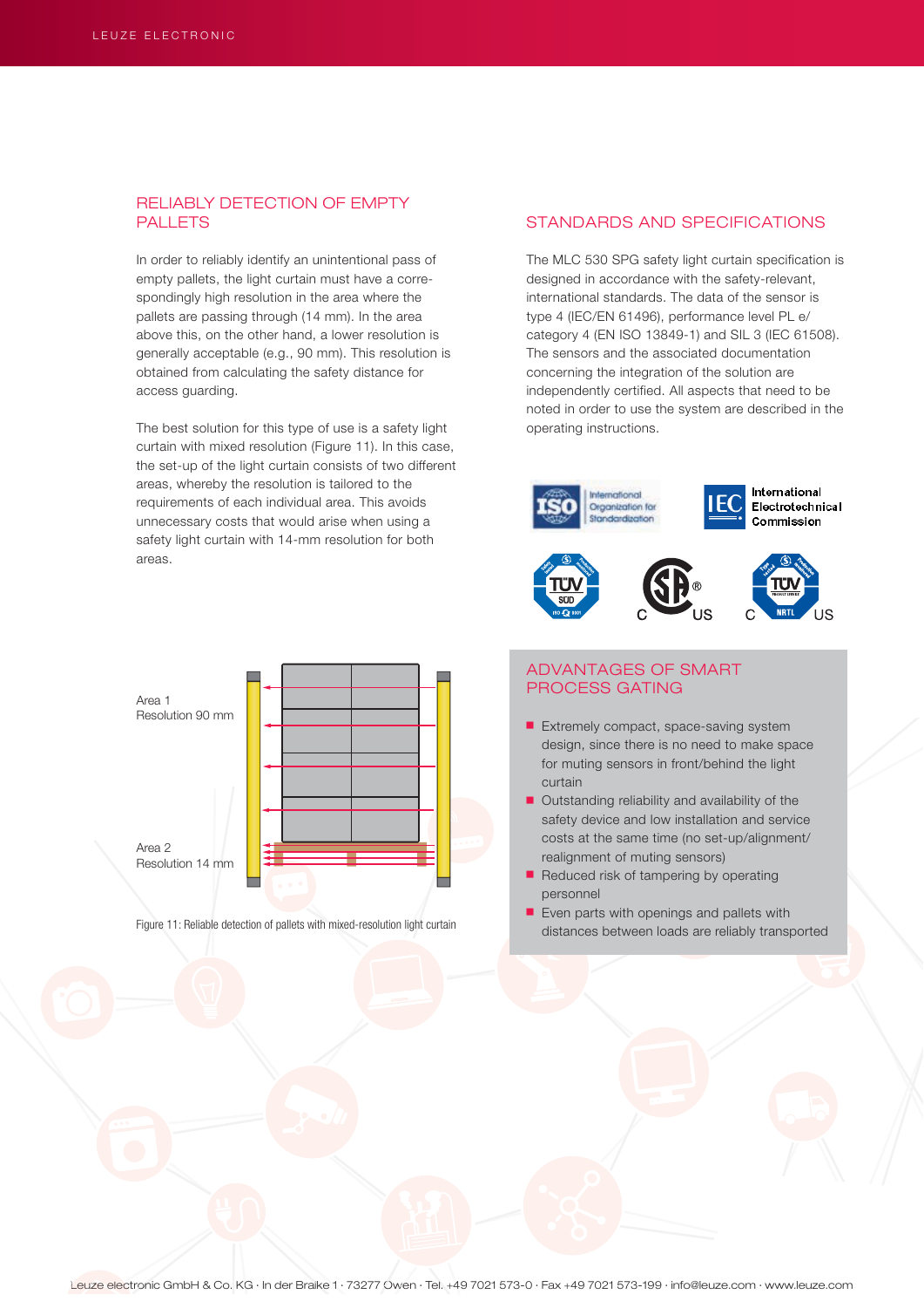## RELIABLY DETECTION OF EMPTY PALLETS

In order to reliably identify an unintentional pass of empty pallets, the light curtain must have a correspondingly high resolution in the area where the pallets are passing through (14 mm). In the area above this, on the other hand, a lower resolution is generally acceptable (e.g., 90 mm). This resolution is obtained from calculating the safety distance for access guarding.

The best solution for this type of use is a safety light curtain with mixed resolution (Figure 11). In this case, the set-up of the light curtain consists of two different areas, whereby the resolution is tailored to the requirements of each individual area. This avoids unnecessary costs that would arise when using a safety light curtain with 14-mm resolution for both areas.

Area 1
Resolution 90 mm

Area 2
Resolution 14 mm

Figure 11: Reliable detection of pallets with mixed-resolution light curtain

## STANDARDS AND SPECIFICATIONS

The MLC 530 SPG safety light curtain specification is designed in accordance with the safety-relevant, international standards. The data of the sensor is type 4 (IEC/EN 61496), performance level PL e/ category 4 (EN ISO 13849-1) and SIL 3 (IEC 61508). The sensors and the associated documentation concerning the integration of the solution are independently certified. All aspects that need to be noted in order to use the system are described in the operating instructions.

## ADVANTAGES OF SMART PROCESS GATING

- Extremely compact, space-saving system design, since there is no need to make space for muting sensors in front/behind the light curtain
- Outstanding reliability and availability of the safety device and low installation and service costs at the same time (no set-up/alignment/ realignment of muting sensors)
- Reduced risk of tampering by operating personnel
- Even parts with openings and pallets with distances between loads are reliably transported

Leuze electronic GmbH & Co. KG · In der Braike 1 · 73277 Owen · Tel. +49 7021 573-0 · Fax +49 7021 573-199 · info@leuze.com · www.leuze.com